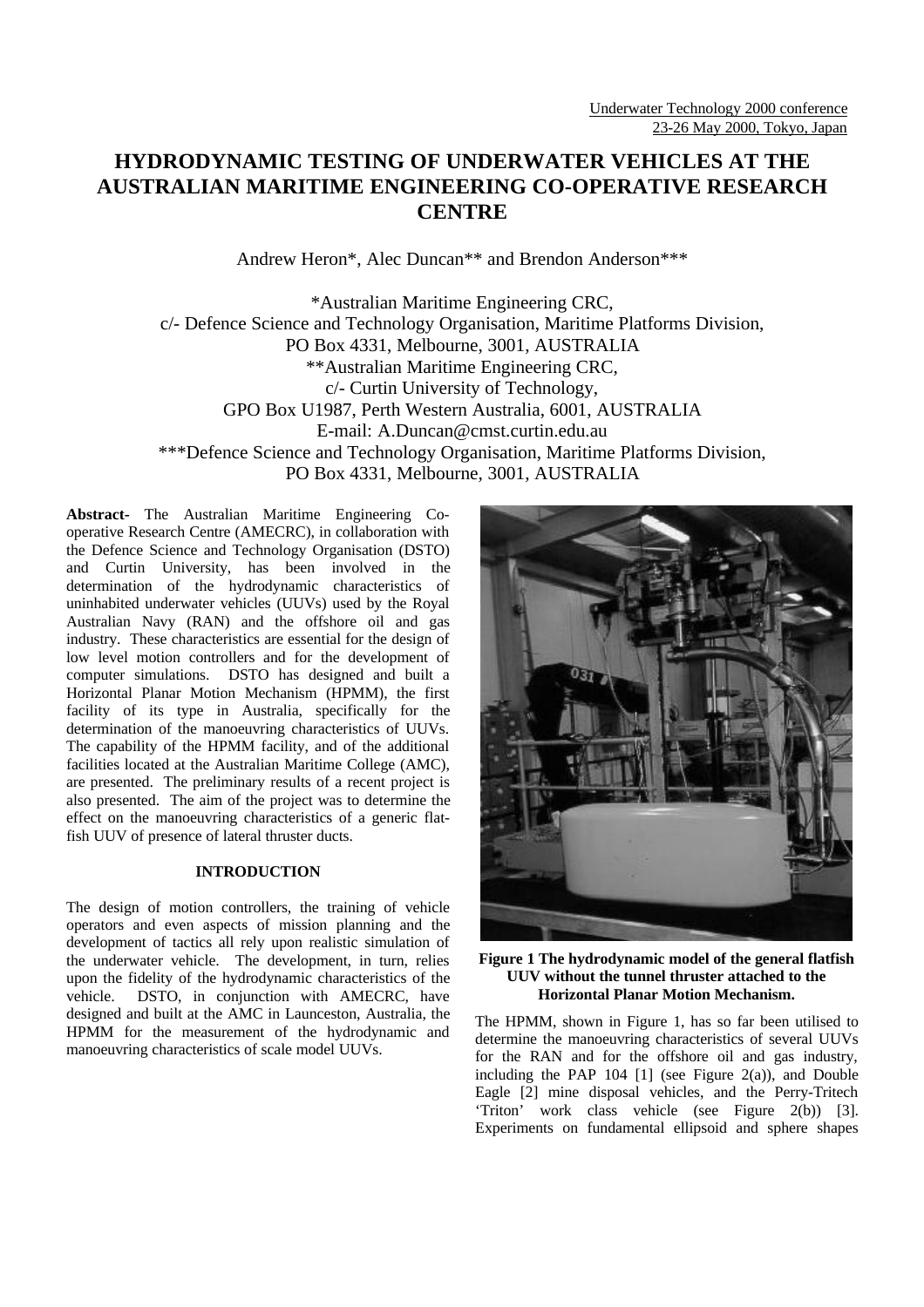Underwater Technology 2000 conference
23-26 May 2000, Tokyo, Japan

# HYDRODYNAMIC TESTING OF UNDERWATER VEHICLES AT THE AUSTRALIAN MARITIME ENGINEERING CO-OPERATIVE RESEARCH CENTRE

Andrew Heron*, Alec Duncan** and Brendon Anderson***

*Australian Maritime Engineering CRC,
c/- Defence Science and Technology Organisation, Maritime Platforms Division,
PO Box 4331, Melbourne, 3001, AUSTRALIA
**Australian Maritime Engineering CRC,
c/- Curtin University of Technology,
GPO Box U1987, Perth Western Australia, 6001, AUSTRALIA
E-mail: A.Duncan@cmst.curtin.edu.au
***Defence Science and Technology Organisation, Maritime Platforms Division,
PO Box 4331, Melbourne, 3001, AUSTRALIA

**Abstract-** The Australian Maritime Engineering Co-operative Research Centre (AMECRC), in collaboration with the Defence Science and Technology Organisation (DSTO) and Curtin University, has been involved in the determination of the hydrodynamic characteristics of uninhabited underwater vehicles (UUVs) used by the Royal Australian Navy (RAN) and the offshore oil and gas industry. These characteristics are essential for the design of low level motion controllers and for the development of computer simulations. DSTO has designed and built a Horizontal Planar Motion Mechanism (HPMM), the first facility of its type in Australia, specifically for the determination of the manoeuvring characteristics of UUVs. The capability of the HPMM facility, and of the additional facilities located at the Australian Maritime College (AMC), are presented. The preliminary results of a recent project is also presented. The aim of the project was to determine the effect on the manoeuvring characteristics of a generic flat-fish UUV of presence of lateral thruster ducts.

## INTRODUCTION

The design of motion controllers, the training of vehicle operators and even aspects of mission planning and the development of tactics all rely upon realistic simulation of the underwater vehicle. The development, in turn, relies upon the fidelity of the hydrodynamic characteristics of the vehicle. DSTO, in conjunction with AMECRC, have designed and built at the AMC in Launceston, Australia, the HPMM for the measurement of the hydrodynamic and manoeuvring characteristics of scale model UUVs.

**Figure 1 The hydrodynamic model of the general flatfish UUV without the tunnel thruster attached to the Horizontal Planar Motion Mechanism.**

The HPMM, shown in Figure 1, has so far been utilised to determine the manoeuvring characteristics of several UUVs for the RAN and for the offshore oil and gas industry, including the PAP 104 [1] (see Figure 2(a)), and Double Eagle [2] mine disposal vehicles, and the Perry-Tritech 'Triton' work class vehicle (see Figure 2(b)) [3]. Experiments on fundamental ellipsoid and sphere shapes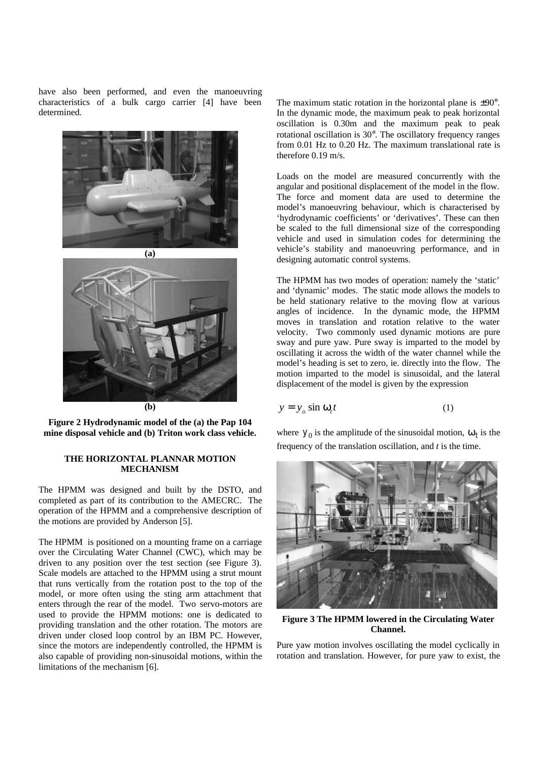have also been performed, and even the manoeuvring characteristics of a bulk cargo carrier [4] have been determined.

**Figure 2 Hydrodynamic model of the (a) the Pap 104 mine disposal vehicle and (b) Triton work class vehicle.**

## THE HORIZONTAL PLANNAR MOTION MECHANISM

The HPMM was designed and built by the DSTO, and completed as part of its contribution to the AMECRC. The operation of the HPMM and a comprehensive description of the motions are provided by Anderson [5].

The HPMM is positioned on a mounting frame on a carriage over the Circulating Water Channel (CWC), which may be driven to any position over the test section (see Figure 3). Scale models are attached to the HPMM using a strut mount that runs vertically from the rotation post to the top of the model, or more often using the sting arm attachment that enters through the rear of the model. Two servo-motors are used to provide the HPMM motions: one is dedicated to providing translation and the other rotation. The motors are driven under closed loop control by an IBM PC. However, since the motors are independently controlled, the HPMM is also capable of providing non-sinusoidal motions, within the limitations of the mechanism [6].

The maximum static rotation in the horizontal plane is ±90°. In the dynamic mode, the maximum peak to peak horizontal oscillation is 0.30m and the maximum peak to peak rotational oscillation is 30°. The oscillatory frequency ranges from 0.01 Hz to 0.20 Hz. The maximum translational rate is therefore 0.19 m/s.

Loads on the model are measured concurrently with the angular and positional displacement of the model in the flow. The force and moment data are used to determine the model's manoeuvring behaviour, which is characterised by 'hydrodynamic coefficients' or 'derivatives'. These can then be scaled to the full dimensional size of the corresponding vehicle and used in simulation codes for determining the vehicle's stability and manoeuvring performance, and in designing automatic control systems.

The HPMM has two modes of operation: namely the 'static' and 'dynamic' modes. The static mode allows the models to be held stationary relative to the moving flow at various angles of incidence. In the dynamic mode, the HPMM moves in translation and rotation relative to the water velocity. Two commonly used dynamic motions are pure sway and pure yaw. Pure sway is imparted to the model by oscillating it across the width of the water channel while the model's heading is set to zero, ie. directly into the flow. The motion imparted to the model is sinusoidal, and the lateral displacement of the model is given by the expression

$$y = y_o \sin \omega_t t \tag{1}$$

where $y_0$ is the amplitude of the sinusoidal motion, $\omega_t$ is the frequency of the translation oscillation, and $t$ is the time.

**Figure 3 The HPMM lowered in the Circulating Water Channel.**

Pure yaw motion involves oscillating the model cyclically in rotation and translation. However, for pure yaw to exist, the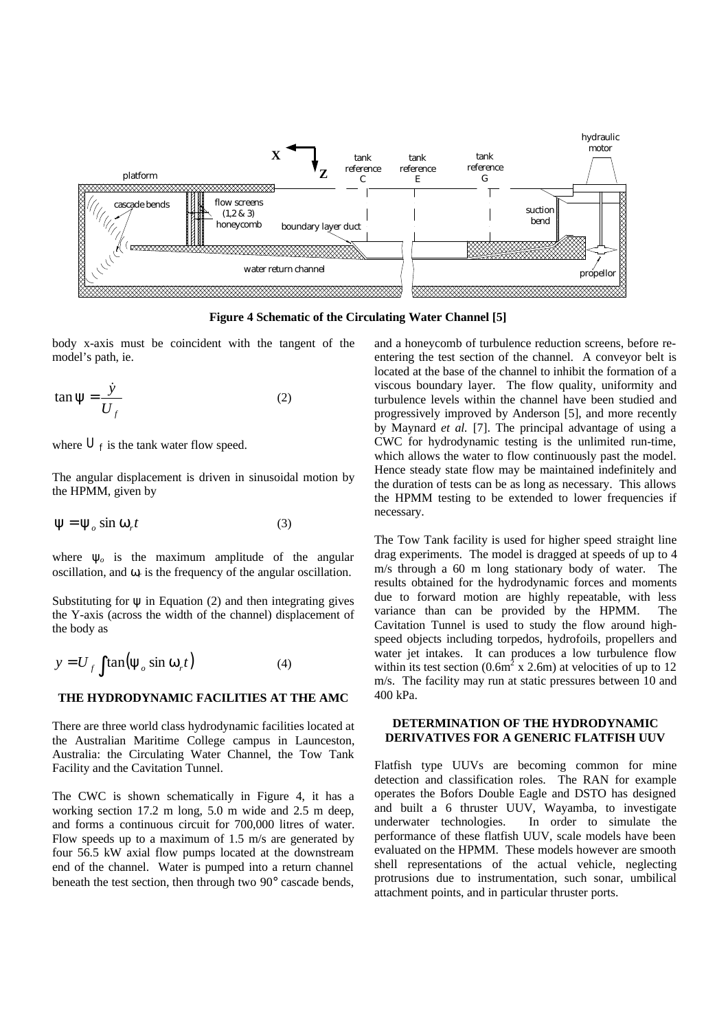Figure 4 Schematic of the Circulating Water Channel [5]

body x-axis must be coincident with the tangent of the model's path, ie.

$$\tan \psi = \frac{\dot{y}}{U_f} \qquad (2)$$

where $U_f$ is the tank water flow speed.

The angular displacement is driven in sinusoidal motion by the HPMM, given by

$$\psi = \psi_o \sin \omega_r t \qquad (3)$$

where $\psi_o$ is the maximum amplitude of the angular oscillation, and $\omega_r$ is the frequency of the angular oscillation.

Substituting for $\psi$ in Equation (2) and then integrating gives the Y-axis (across the width of the channel) displacement of the body as

$$y = U_f \int \tan(\psi_o \sin \omega_r t) \qquad (4)$$

## THE HYDRODYNAMIC FACILITIES AT THE AMC

There are three world class hydrodynamic facilities located at the Australian Maritime College campus in Launceston, Australia: the Circulating Water Channel, the Tow Tank Facility and the Cavitation Tunnel.

The CWC is shown schematically in Figure 4, it has a working section 17.2 m long, 5.0 m wide and 2.5 m deep, and forms a continuous circuit for 700,000 litres of water. Flow speeds up to a maximum of 1.5 m/s are generated by four 56.5 kW axial flow pumps located at the downstream end of the channel. Water is pumped into a return channel beneath the test section, then through two 90° cascade bends, and a honeycomb of turbulence reduction screens, before re-entering the test section of the channel. A conveyor belt is located at the base of the channel to inhibit the formation of a viscous boundary layer. The flow quality, uniformity and turbulence levels within the channel have been studied and progressively improved by Anderson [5], and more recently by Maynard *et al.* [7]. The principal advantage of using a CWC for hydrodynamic testing is the unlimited run-time, which allows the water to flow continuously past the model. Hence steady state flow may be maintained indefinitely and the duration of tests can be as long as necessary. This allows the HPMM testing to be extended to lower frequencies if necessary.

The Tow Tank facility is used for higher speed straight line drag experiments. The model is dragged at speeds of up to 4 m/s through a 60 m long stationary body of water. The results obtained for the hydrodynamic forces and moments due to forward motion are highly repeatable, with less variance than can be provided by the HPMM. The Cavitation Tunnel is used to study the flow around high-speed objects including torpedos, hydrofoils, propellers and water jet intakes. It can produces a low turbulence flow within its test section ($0.6\text{m}^2$ x 2.6m) at velocities of up to 12 m/s. The facility may run at static pressures between 10 and 400 kPa.

## DETERMINATION OF THE HYDRODYNAMIC DERIVATIVES FOR A GENERIC FLATFISH UUV

Flatfish type UUVs are becoming common for mine detection and classification roles. The RAN for example operates the Bofors Double Eagle and DSTO has designed and built a 6 thruster UUV, Wayamba, to investigate underwater technologies. In order to simulate the performance of these flatfish UUV, scale models have been evaluated on the HPMM. These models however are smooth shell representations of the actual vehicle, neglecting protrusions due to instrumentation, such sonar, umbilical attachment points, and in particular thruster ports.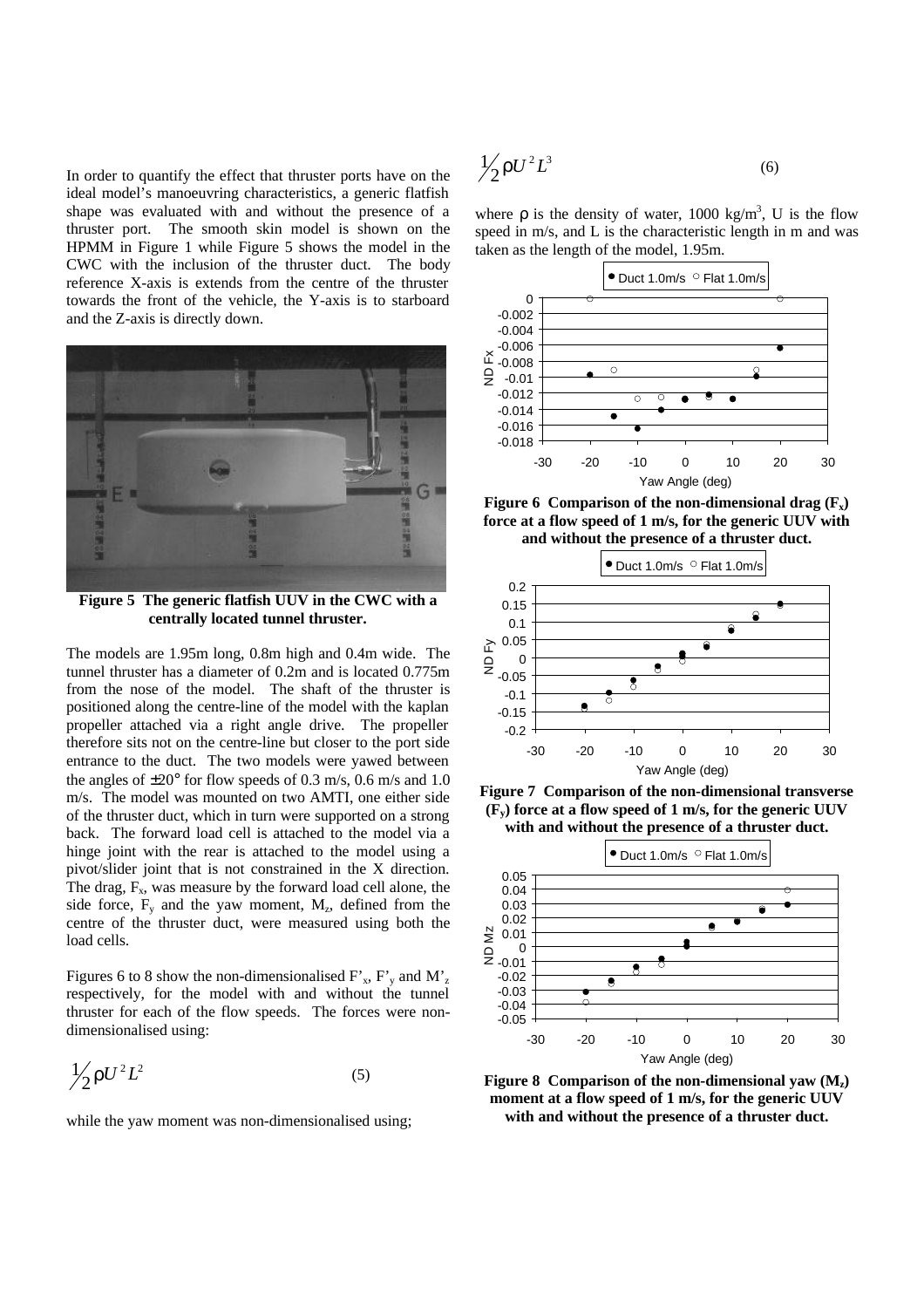In order to quantify the effect that thruster ports have on the ideal model's manoeuvring characteristics, a generic flatfish shape was evaluated with and without the presence of a thruster port. The smooth skin model is shown on the HPMM in Figure 1 while Figure 5 shows the model in the CWC with the inclusion of the thruster duct. The body reference X-axis is extends from the centre of the thruster towards the front of the vehicle, the Y-axis is to starboard and the Z-axis is directly down.

**Figure 5 The generic flatfish UUV in the CWC with a centrally located tunnel thruster.**

The models are 1.95m long, 0.8m high and 0.4m wide. The tunnel thruster has a diameter of 0.2m and is located 0.775m from the nose of the model. The shaft of the thruster is positioned along the centre-line of the model with the kaplan propeller attached via a right angle drive. The propeller therefore sits not on the centre-line but closer to the port side entrance to the duct. The two models were yawed between the angles of ±20° for flow speeds of 0.3 m/s, 0.6 m/s and 1.0 m/s. The model was mounted on two AMTI, one either side of the thruster duct, which in turn were supported on a strong back. The forward load cell is attached to the model via a hinge joint with the rear is attached to the model using a pivot/slider joint that is not constrained in the X direction. The drag, $F_x$, was measure by the forward load cell alone, the side force, $F_y$ and the yaw moment, $M_z$, defined from the centre of the thruster duct, were measured using both the load cells.

Figures 6 to 8 show the non-dimensionalised $F'_x$, $F'_y$ and $M'_z$ respectively, for the model with and without the tunnel thruster for each of the flow speeds. The forces were non-dimensionalised using:

$$\tfrac{1}{2}\rho U^2 L^2 \qquad (5)$$

while the yaw moment was non-dimensionalised using;

$$\tfrac{1}{2}\rho U^2 L^3 \qquad (6)$$

where $\rho$ is the density of water, 1000 kg/m$^3$, U is the flow speed in m/s, and L is the characteristic length in m and was taken as the length of the model, 1.95m.

**Figure 6 Comparison of the non-dimensional drag ($F_x$) force at a flow speed of 1 m/s, for the generic UUV with and without the presence of a thruster duct.**

**Figure 7 Comparison of the non-dimensional transverse ($F_y$) force at a flow speed of 1 m/s, for the generic UUV with and without the presence of a thruster duct.**

**Figure 8 Comparison of the non-dimensional yaw ($M_z$) moment at a flow speed of 1 m/s, for the generic UUV with and without the presence of a thruster duct.**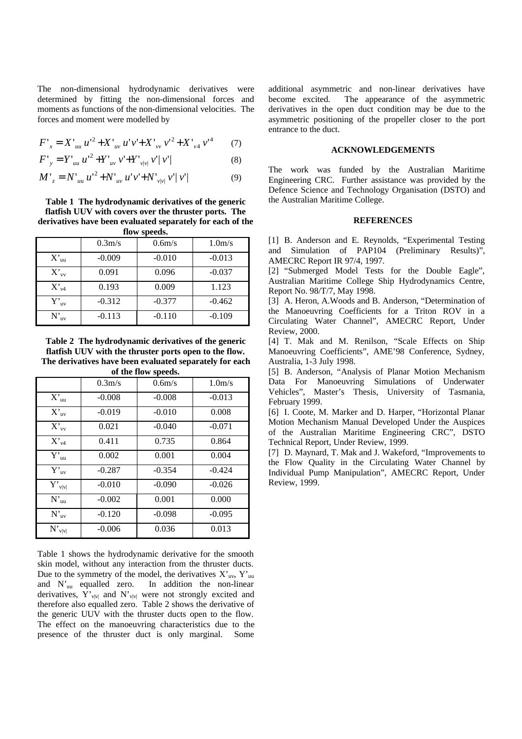The non-dimensional hydrodynamic derivatives were determined by fitting the non-dimensional forces and moments as functions of the non-dimensional velocities. The forces and moment were modelled by

$$F'_x = X'_{uu} u'^2 + X'_{uv} u'v' + X'_{vv} v'^2 + X'_{v4} v'^4 \qquad (7)$$

$$F'_y = Y'_{uu} u'^2 + Y'_{uv} v' + Y'_{v|v|} v'|v'| \qquad (8)$$

$$M'_z = N'_{uu} u'^2 + N'_{uv} u'v' + N'_{v|v|} v'|v'| \qquad (9)$$

**Table 1 The hydrodynamic derivatives of the generic flatfish UUV with covers over the thruster ports. The derivatives have been evaluated separately for each of the flow speeds.**

| | 0.3m/s | 0.6m/s | 1.0m/s |
|---|---|---|---|
| $X'_{uu}$ | -0.009 | -0.010 | -0.013 |
| $X'_{vv}$ | 0.091 | 0.096 | -0.037 |
| $X'_{v4}$ | 0.193 | 0.009 | 1.123 |
| $Y'_{uv}$ | -0.312 | -0.377 | -0.462 |
| $N'_{uv}$ | -0.113 | -0.110 | -0.109 |

**Table 2 The hydrodynamic derivatives of the generic flatfish UUV with the thruster ports open to the flow. The derivatives have been evaluated separately for each of the flow speeds.**

| | 0.3m/s | 0.6m/s | 1.0m/s |
|---|---|---|---|
| $X'_{uu}$ | -0.008 | -0.008 | -0.013 |
| $X'_{uv}$ | -0.019 | -0.010 | 0.008 |
| $X'_{vv}$ | 0.021 | -0.040 | -0.071 |
| $X'_{v4}$ | 0.411 | 0.735 | 0.864 |
| $Y'_{uu}$ | 0.002 | 0.001 | 0.004 |
| $Y'_{uv}$ | -0.287 | -0.354 | -0.424 |
| $Y'_{v\|v\|}$ | -0.010 | -0.090 | -0.026 |
| $N'_{uu}$ | -0.002 | 0.001 | 0.000 |
| $N'_{uv}$ | -0.120 | -0.098 | -0.095 |
| $N'_{v\|v\|}$ | -0.006 | 0.036 | 0.013 |

Table 1 shows the hydrodynamic derivative for the smooth skin model, without any interaction from the thruster ducts. Due to the symmetry of the model, the derivatives $X'_{uv}$, $Y'_{uu}$ and $N'_{uu}$ equalled zero. In addition the non-linear derivatives, $Y'_{v|v|}$ and $N'_{v|v|}$ were not strongly excited and therefore also equalled zero. Table 2 shows the derivative of the generic UUV with the thruster ducts open to the flow. The effect on the manoeuvring characteristics due to the presence of the thruster duct is only marginal. Some additional asymmetric and non-linear derivatives have become excited. The appearance of the asymmetric derivatives in the open duct condition may be due to the asymmetric positioning of the propeller closer to the port entrance to the duct.

## ACKNOWLEDGEMENTS

The work was funded by the Australian Maritime Engineering CRC. Further assistance was provided by the Defence Science and Technology Organisation (DSTO) and the Australian Maritime College.

## REFERENCES

[1] B. Anderson and E. Reynolds, "Experimental Testing and Simulation of PAP104 (Preliminary Results)", AMECRC Report IR 97/4, 1997.

[2] "Submerged Model Tests for the Double Eagle", Australian Maritime College Ship Hydrodynamics Centre, Report No. 98/T/7, May 1998.

[3] A. Heron, A.Woods and B. Anderson, "Determination of the Manoeuvring Coefficients for a Triton ROV in a Circulating Water Channel", AMECRC Report, Under Review, 2000.

[4] T. Mak and M. Renilson, "Scale Effects on Ship Manoeuvring Coefficients", AME'98 Conference, Sydney, Australia, 1-3 July 1998.

[5] B. Anderson, "Analysis of Planar Motion Mechanism Data For Manoeuvring Simulations of Underwater Vehicles", Master's Thesis, University of Tasmania, February 1999.

[6] I. Coote, M. Marker and D. Harper, "Horizontal Planar Motion Mechanism Manual Developed Under the Auspices of the Australian Maritime Engineering CRC", DSTO Technical Report, Under Review, 1999.

[7] D. Maynard, T. Mak and J. Wakeford, "Improvements to the Flow Quality in the Circulating Water Channel by Individual Pump Manipulation", AMECRC Report, Under Review, 1999.